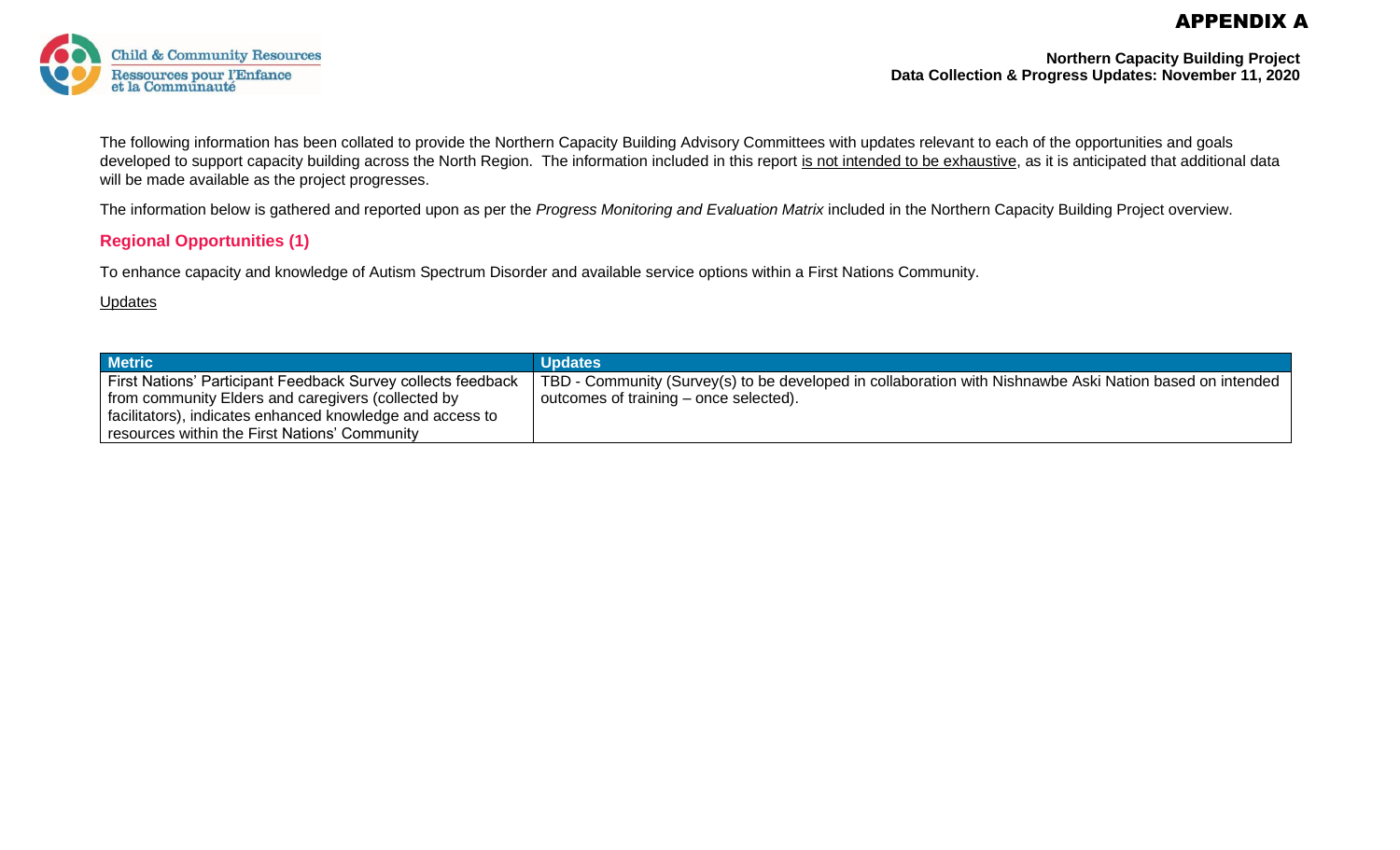# APPENDIX A

Child & Community Resources
Ressources pour l'Enfance et la Communauté

**Northern Capacity Building Project**
**Data Collection & Progress Updates: November 11, 2020**

The following information has been collated to provide the Northern Capacity Building Advisory Committees with updates relevant to each of the opportunities and goals developed to support capacity building across the North Region. The information included in this report is not intended to be exhaustive, as it is anticipated that additional data will be made available as the project progresses.

The information below is gathered and reported upon as per the *Progress Monitoring and Evaluation Matrix* included in the Northern Capacity Building Project overview.

## Regional Opportunities (1)

To enhance capacity and knowledge of Autism Spectrum Disorder and available service options within a First Nations Community.

Updates

| Metric | Updates |
|---|---|
| First Nations' Participant Feedback Survey collects feedback from community Elders and caregivers (collected by facilitators), indicates enhanced knowledge and access to resources within the First Nations' Community | TBD - Community (Survey(s) to be developed in collaboration with Nishnawbe Aski Nation based on intended outcomes of training – once selected). |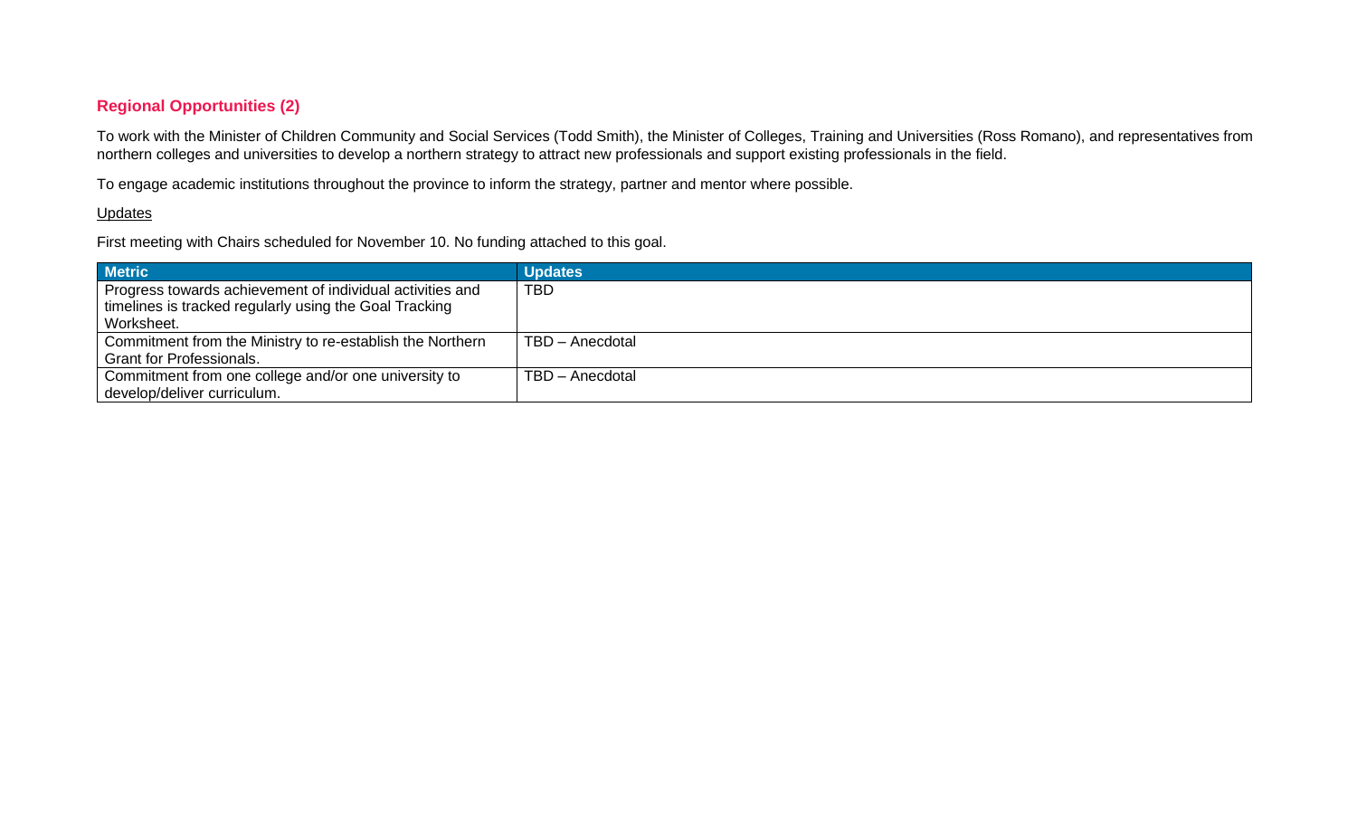## Regional Opportunities (2)

To work with the Minister of Children Community and Social Services (Todd Smith), the Minister of Colleges, Training and Universities (Ross Romano), and representatives from northern colleges and universities to develop a northern strategy to attract new professionals and support existing professionals in the field.

To engage academic institutions throughout the province to inform the strategy, partner and mentor where possible.

Updates

First meeting with Chairs scheduled for November 10. No funding attached to this goal.

| Metric | Updates |
| --- | --- |
| Progress towards achievement of individual activities and timelines is tracked regularly using the Goal Tracking Worksheet. | TBD |
| Commitment from the Ministry to re-establish the Northern Grant for Professionals. | TBD – Anecdotal |
| Commitment from one college and/or one university to develop/deliver curriculum. | TBD – Anecdotal |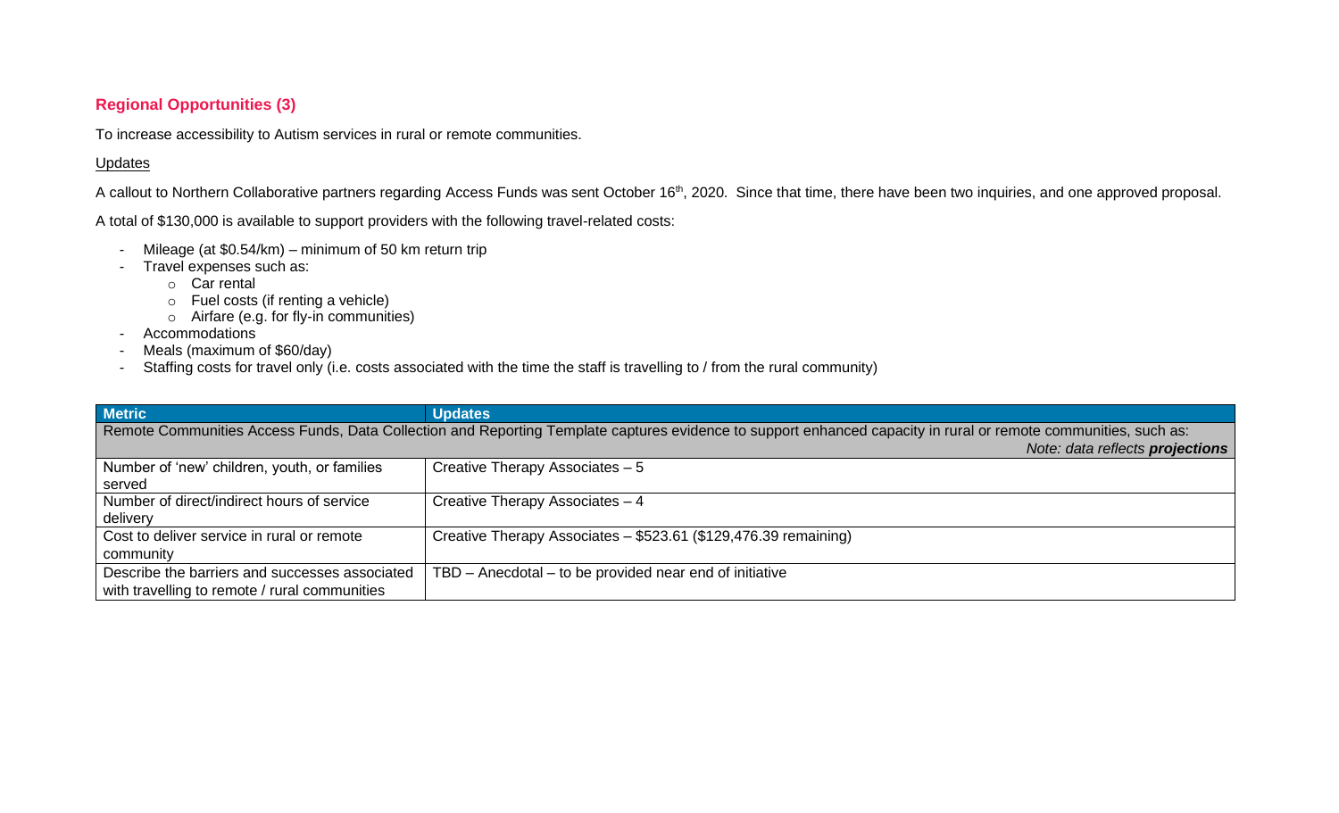## Regional Opportunities (3)

To increase accessibility to Autism services in rural or remote communities.

Updates

A callout to Northern Collaborative partners regarding Access Funds was sent October 16th, 2020. Since that time, there have been two inquiries, and one approved proposal.

A total of $130,000 is available to support providers with the following travel-related costs:

- Mileage (at $0.54/km) – minimum of 50 km return trip
- Travel expenses such as:
  - Car rental
  - Fuel costs (if renting a vehicle)
  - Airfare (e.g. for fly-in communities)
- Accommodations
- Meals (maximum of $60/day)
- Staffing costs for travel only (i.e. costs associated with the time the staff is travelling to / from the rural community)

| Metric | Updates |
|---|---|
| Remote Communities Access Funds, Data Collection and Reporting Template captures evidence to support enhanced capacity in rural or remote communities, such as: *Note: data reflects* ***projections*** | |
| Number of 'new' children, youth, or families served | Creative Therapy Associates – 5 |
| Number of direct/indirect hours of service delivery | Creative Therapy Associates – 4 |
| Cost to deliver service in rural or remote community | Creative Therapy Associates – $523.61 ($129,476.39 remaining) |
| Describe the barriers and successes associated with travelling to remote / rural communities | TBD – Anecdotal – to be provided near end of initiative |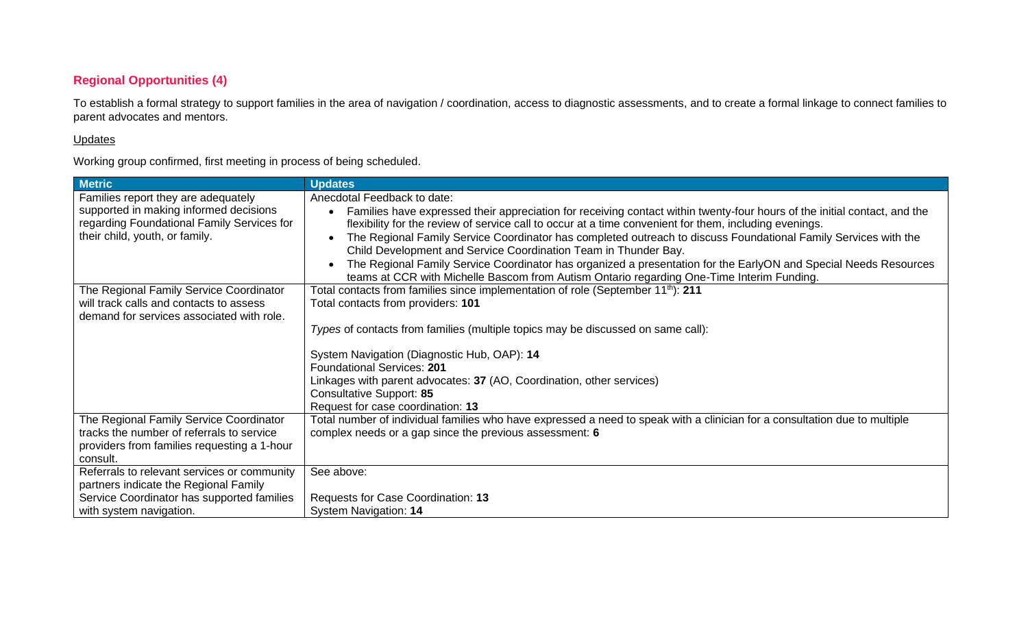## Regional Opportunities (4)

To establish a formal strategy to support families in the area of navigation / coordination, access to diagnostic assessments, and to create a formal linkage to connect families to parent advocates and mentors.

<u>Updates</u>

Working group confirmed, first meeting in process of being scheduled.

| Metric | Updates |
|---|---|
| Families report they are adequately supported in making informed decisions regarding Foundational Family Services for their child, youth, or family. | Anecdotal Feedback to date:<br>• Families have expressed their appreciation for receiving contact within twenty-four hours of the initial contact, and the flexibility for the review of service call to occur at a time convenient for them, including evenings.<br>• The Regional Family Service Coordinator has completed outreach to discuss Foundational Family Services with the Child Development and Service Coordination Team in Thunder Bay.<br>• The Regional Family Service Coordinator has organized a presentation for the EarlyON and Special Needs Resources teams at CCR with Michelle Bascom from Autism Ontario regarding One-Time Interim Funding. |
| The Regional Family Service Coordinator will track calls and contacts to assess demand for services associated with role. | Total contacts from families since implementation of role (September 11th): **211**<br>Total contacts from providers: **101**<br><br>*Types* of contacts from families (multiple topics may be discussed on same call):<br><br>System Navigation (Diagnostic Hub, OAP): **14**<br>Foundational Services: **201**<br>Linkages with parent advocates: **37** (AO, Coordination, other services)<br>Consultative Support: **85**<br>Request for case coordination: **13** |
| The Regional Family Service Coordinator tracks the number of referrals to service providers from families requesting a 1-hour consult. | Total number of individual families who have expressed a need to speak with a clinician for a consultation due to multiple complex needs or a gap since the previous assessment: **6** |
| Referrals to relevant services or community partners indicate the Regional Family Service Coordinator has supported families with system navigation. | See above:<br><br>Requests for Case Coordination: **13**<br>System Navigation: **14** |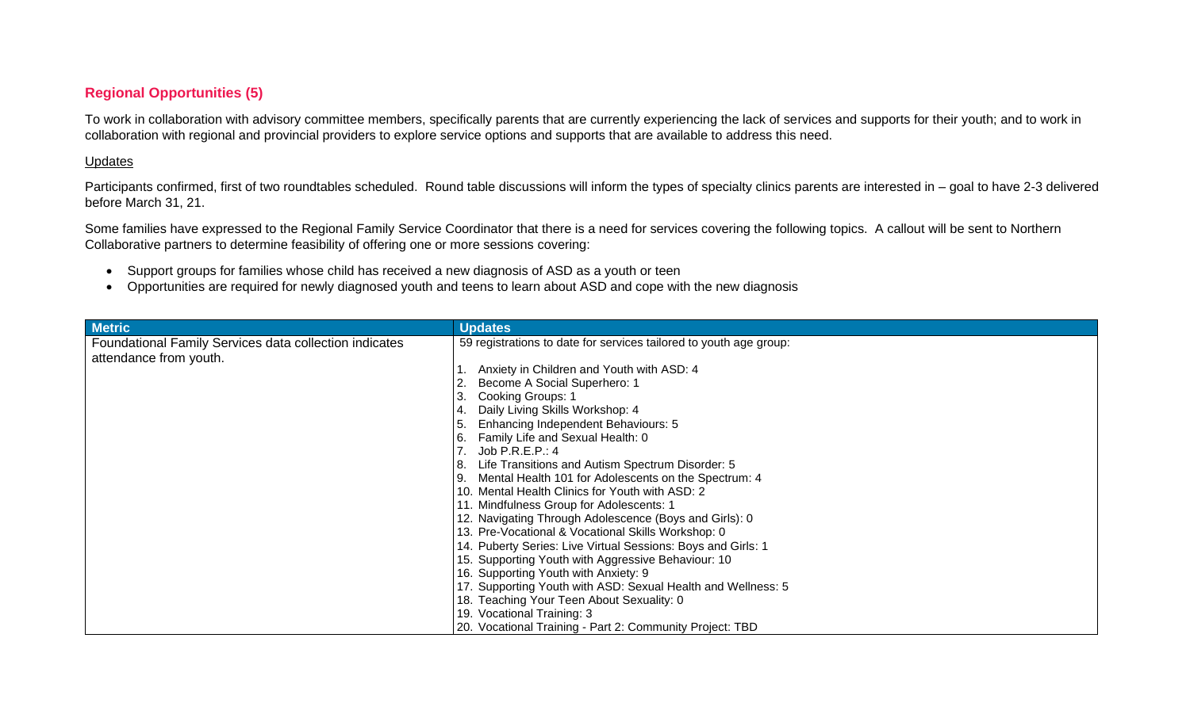## Regional Opportunities (5)

To work in collaboration with advisory committee members, specifically parents that are currently experiencing the lack of services and supports for their youth; and to work in collaboration with regional and provincial providers to explore service options and supports that are available to address this need.

Updates

Participants confirmed, first of two roundtables scheduled. Round table discussions will inform the types of specialty clinics parents are interested in – goal to have 2-3 delivered before March 31, 21.

Some families have expressed to the Regional Family Service Coordinator that there is a need for services covering the following topics. A callout will be sent to Northern Collaborative partners to determine feasibility of offering one or more sessions covering:

- Support groups for families whose child has received a new diagnosis of ASD as a youth or teen
- Opportunities are required for newly diagnosed youth and teens to learn about ASD and cope with the new diagnosis

| Metric | Updates |
|---|---|
| Foundational Family Services data collection indicates attendance from youth. | 59 registrations to date for services tailored to youth age group:<br><br>1. Anxiety in Children and Youth with ASD: 4<br>2. Become A Social Superhero: 1<br>3. Cooking Groups: 1<br>4. Daily Living Skills Workshop: 4<br>5. Enhancing Independent Behaviours: 5<br>6. Family Life and Sexual Health: 0<br>7. Job P.R.E.P.: 4<br>8. Life Transitions and Autism Spectrum Disorder: 5<br>9. Mental Health 101 for Adolescents on the Spectrum: 4<br>10. Mental Health Clinics for Youth with ASD: 2<br>11. Mindfulness Group for Adolescents: 1<br>12. Navigating Through Adolescence (Boys and Girls): 0<br>13. Pre-Vocational & Vocational Skills Workshop: 0<br>14. Puberty Series: Live Virtual Sessions: Boys and Girls: 1<br>15. Supporting Youth with Aggressive Behaviour: 10<br>16. Supporting Youth with Anxiety: 9<br>17. Supporting Youth with ASD: Sexual Health and Wellness: 5<br>18. Teaching Your Teen About Sexuality: 0<br>19. Vocational Training: 3<br>20. Vocational Training - Part 2: Community Project: TBD |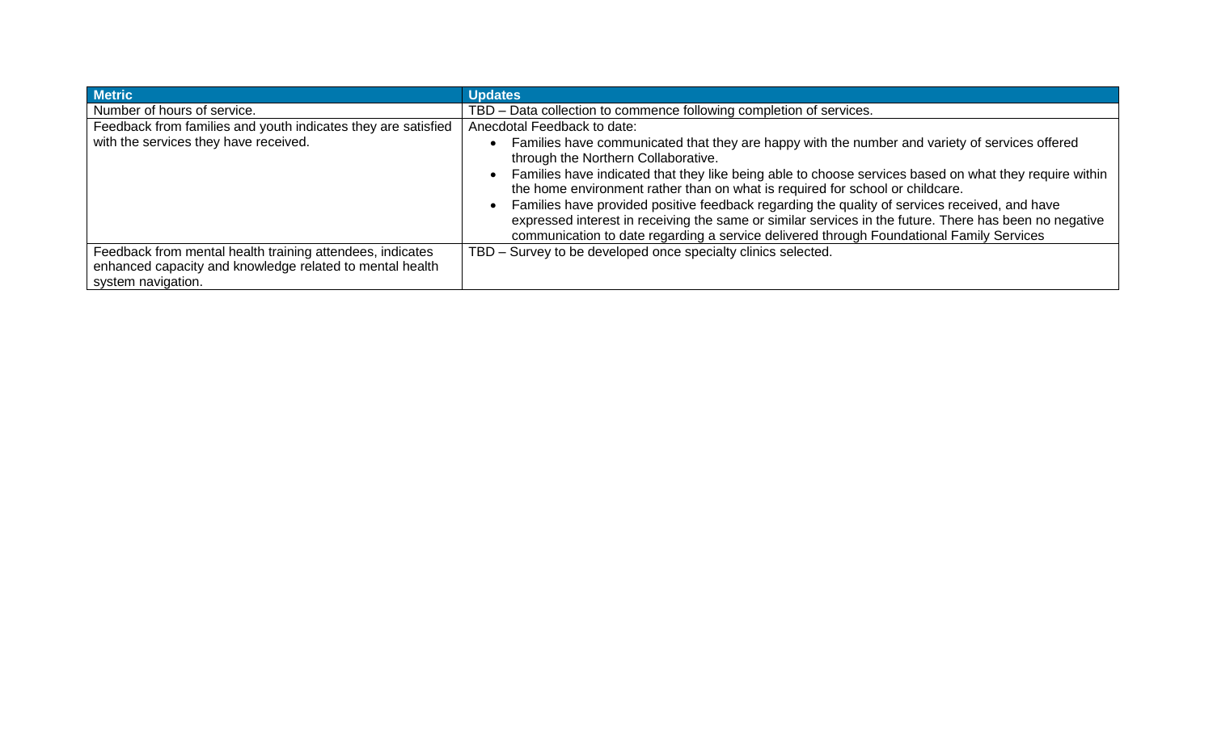| Metric | Updates |
|---|---|
| Number of hours of service. | TBD – Data collection to commence following completion of services. |
| Feedback from families and youth indicates they are satisfied with the services they have received. | Anecdotal Feedback to date:<br>• Families have communicated that they are happy with the number and variety of services offered through the Northern Collaborative.<br>• Families have indicated that they like being able to choose services based on what they require within the home environment rather than on what is required for school or childcare.<br>• Families have provided positive feedback regarding the quality of services received, and have expressed interest in receiving the same or similar services in the future. There has been no negative communication to date regarding a service delivered through Foundational Family Services |
| Feedback from mental health training attendees, indicates enhanced capacity and knowledge related to mental health system navigation. | TBD – Survey to be developed once specialty clinics selected. |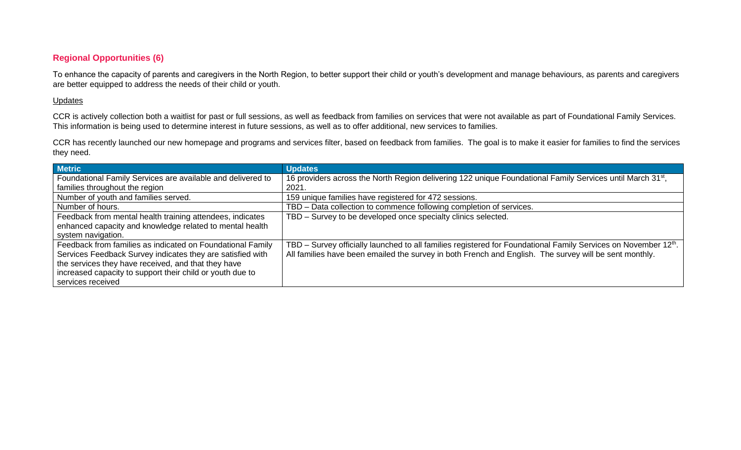## Regional Opportunities (6)

To enhance the capacity of parents and caregivers in the North Region, to better support their child or youth's development and manage behaviours, as parents and caregivers are better equipped to address the needs of their child or youth.

Updates

CCR is actively collection both a waitlist for past or full sessions, as well as feedback from families on services that were not available as part of Foundational Family Services. This information is being used to determine interest in future sessions, as well as to offer additional, new services to families.

CCR has recently launched our new homepage and programs and services filter, based on feedback from families. The goal is to make it easier for families to find the services they need.

| Metric | Updates |
|---|---|
| Foundational Family Services are available and delivered to families throughout the region | 16 providers across the North Region delivering 122 unique Foundational Family Services until March 31st, 2021. |
| Number of youth and families served. | 159 unique families have registered for 472 sessions. |
| Number of hours. | TBD – Data collection to commence following completion of services. |
| Feedback from mental health training attendees, indicates enhanced capacity and knowledge related to mental health system navigation. | TBD – Survey to be developed once specialty clinics selected. |
| Feedback from families as indicated on Foundational Family Services Feedback Survey indicates they are satisfied with the services they have received, and that they have increased capacity to support their child or youth due to services received | TBD – Survey officially launched to all families registered for Foundational Family Services on November 12th. All families have been emailed the survey in both French and English. The survey will be sent monthly. |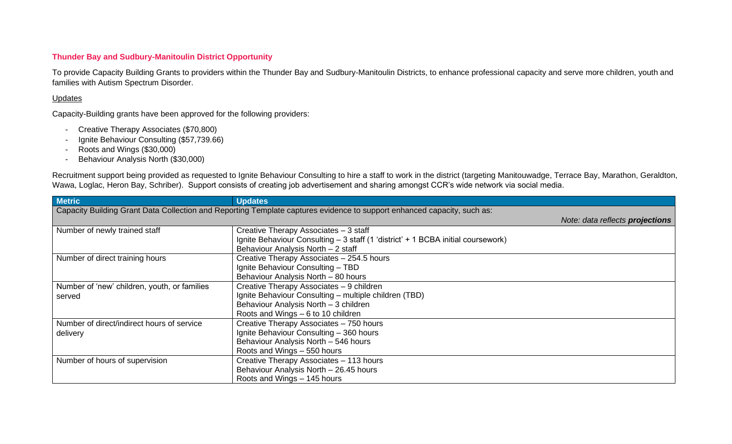**Thunder Bay and Sudbury-Manitoulin District Opportunity**

To provide Capacity Building Grants to providers within the Thunder Bay and Sudbury-Manitoulin Districts, to enhance professional capacity and serve more children, youth and families with Autism Spectrum Disorder.

Updates

Capacity-Building grants have been approved for the following providers:

- Creative Therapy Associates ($70,800)
- Ignite Behaviour Consulting ($57,739.66)
- Roots and Wings ($30,000)
- Behaviour Analysis North ($30,000)

Recruitment support being provided as requested to Ignite Behaviour Consulting to hire a staff to work in the district (targeting Manitouwadge, Terrace Bay, Marathon, Geraldton, Wawa, Loglac, Heron Bay, Schriber). Support consists of creating job advertisement and sharing amongst CCR's wide network via social media.

| Metric | Updates |
| --- | --- |
| Capacity Building Grant Data Collection and Reporting Template captures evidence to support enhanced capacity, such as: *Note: data reflects **projections*** | |
| Number of newly trained staff | Creative Therapy Associates – 3 staff<br>Ignite Behaviour Consulting – 3 staff (1 'district' + 1 BCBA initial coursework)<br>Behaviour Analysis North – 2 staff |
| Number of direct training hours | Creative Therapy Associates – 254.5 hours<br>Ignite Behaviour Consulting – TBD<br>Behaviour Analysis North – 80 hours |
| Number of 'new' children, youth, or families served | Creative Therapy Associates – 9 children<br>Ignite Behaviour Consulting – multiple children (TBD)<br>Behaviour Analysis North – 3 children<br>Roots and Wings – 6 to 10 children |
| Number of direct/indirect hours of service delivery | Creative Therapy Associates – 750 hours<br>Ignite Behaviour Consulting – 360 hours<br>Behaviour Analysis North – 546 hours<br>Roots and Wings – 550 hours |
| Number of hours of supervision | Creative Therapy Associates – 113 hours<br>Behaviour Analysis North – 26.45 hours<br>Roots and Wings – 145 hours |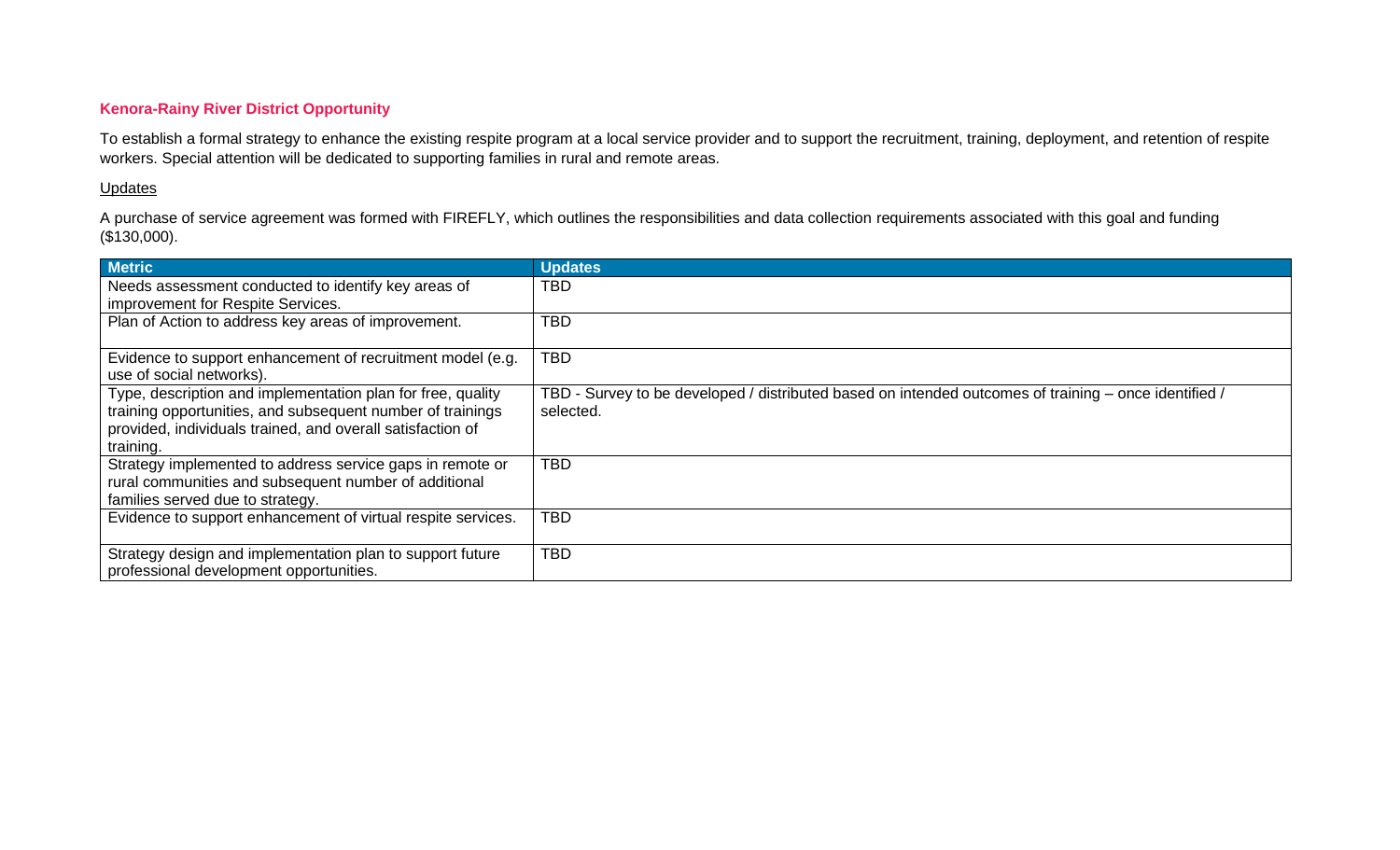### Kenora-Rainy River District Opportunity

To establish a formal strategy to enhance the existing respite program at a local service provider and to support the recruitment, training, deployment, and retention of respite workers. Special attention will be dedicated to supporting families in rural and remote areas.

Updates

A purchase of service agreement was formed with FIREFLY, which outlines the responsibilities and data collection requirements associated with this goal and funding ($130,000).

| Metric | Updates |
| --- | --- |
| Needs assessment conducted to identify key areas of improvement for Respite Services. | TBD |
| Plan of Action to address key areas of improvement. | TBD |
| Evidence to support enhancement of recruitment model (e.g. use of social networks). | TBD |
| Type, description and implementation plan for free, quality training opportunities, and subsequent number of trainings provided, individuals trained, and overall satisfaction of training. | TBD - Survey to be developed / distributed based on intended outcomes of training – once identified / selected. |
| Strategy implemented to address service gaps in remote or rural communities and subsequent number of additional families served due to strategy. | TBD |
| Evidence to support enhancement of virtual respite services. | TBD |
| Strategy design and implementation plan to support future professional development opportunities. | TBD |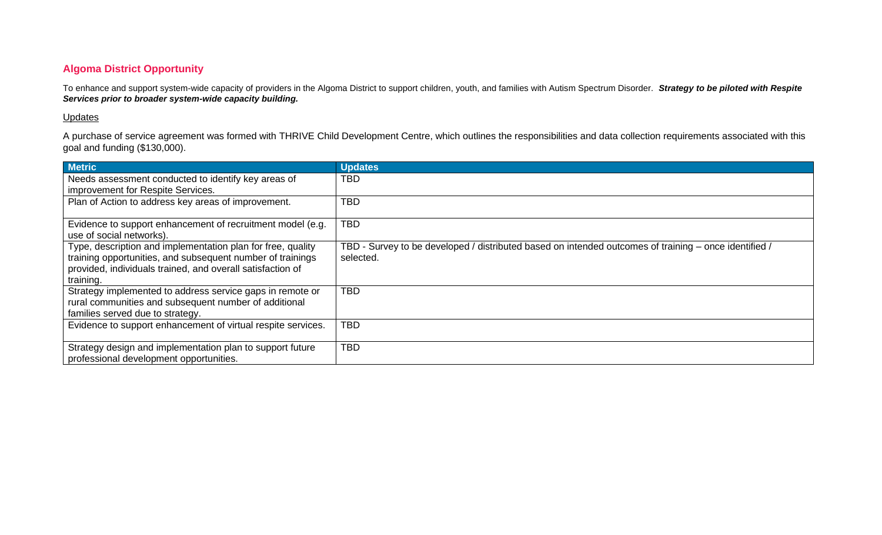## Algoma District Opportunity

To enhance and support system-wide capacity of providers in the Algoma District to support children, youth, and families with Autism Spectrum Disorder. ***Strategy to be piloted with Respite Services prior to broader system-wide capacity building.***

Updates

A purchase of service agreement was formed with THRIVE Child Development Centre, which outlines the responsibilities and data collection requirements associated with this goal and funding ($130,000).

| Metric | Updates |
| --- | --- |
| Needs assessment conducted to identify key areas of improvement for Respite Services. | TBD |
| Plan of Action to address key areas of improvement. | TBD |
| Evidence to support enhancement of recruitment model (e.g. use of social networks). | TBD |
| Type, description and implementation plan for free, quality training opportunities, and subsequent number of trainings provided, individuals trained, and overall satisfaction of training. | TBD - Survey to be developed / distributed based on intended outcomes of training – once identified / selected. |
| Strategy implemented to address service gaps in remote or rural communities and subsequent number of additional families served due to strategy. | TBD |
| Evidence to support enhancement of virtual respite services. | TBD |
| Strategy design and implementation plan to support future professional development opportunities. | TBD |